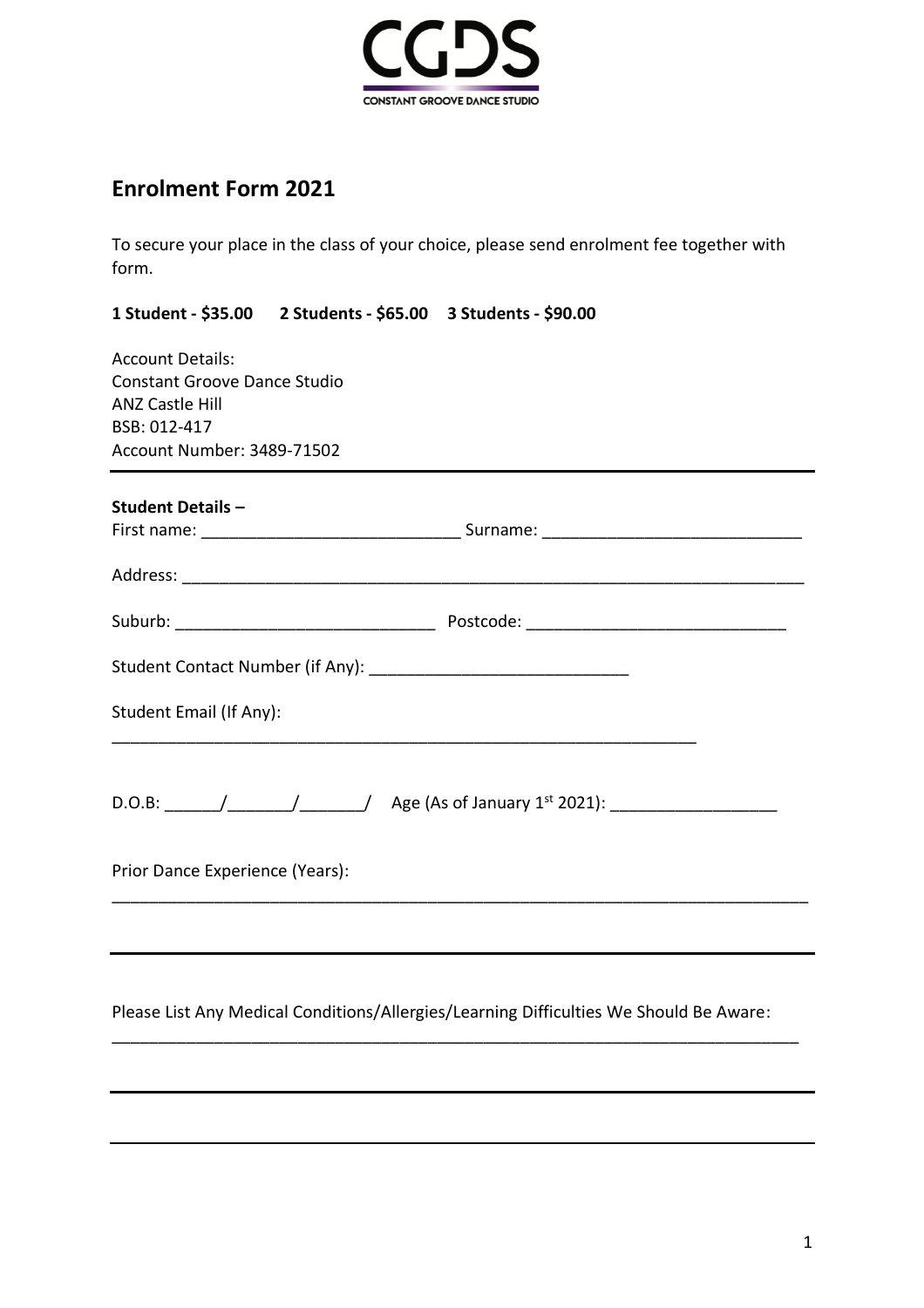CGDS

CONSTANT GROOVE DANCE STUDIO

## Enrolment Form 2021

To secure your place in the class of your choice, please send enrolment fee together with form.

**1 Student - $35.00 2 Students - $65.00 3 Students - $90.00**

Account Details:
Constant Groove Dance Studio
ANZ Castle Hill
BSB: 012-417
Account Number: 3489-71502

---

**Student Details –**

First name: ____________________________ Surname: ____________________________

Address: ______________________________________________________________________

Suburb: ____________________________ Postcode: ____________________________

Student Contact Number (if Any): ____________________________

Student Email (If Any):

_________________________________________________________________

D.O.B: ______/_______/_______/ Age (As of January 1st 2021): __________________

Prior Dance Experience (Years):

______________________________________________________________________________

---

Please List Any Medical Conditions/Allergies/Learning Difficulties We Should Be Aware:

______________________________________________________________________________

---

---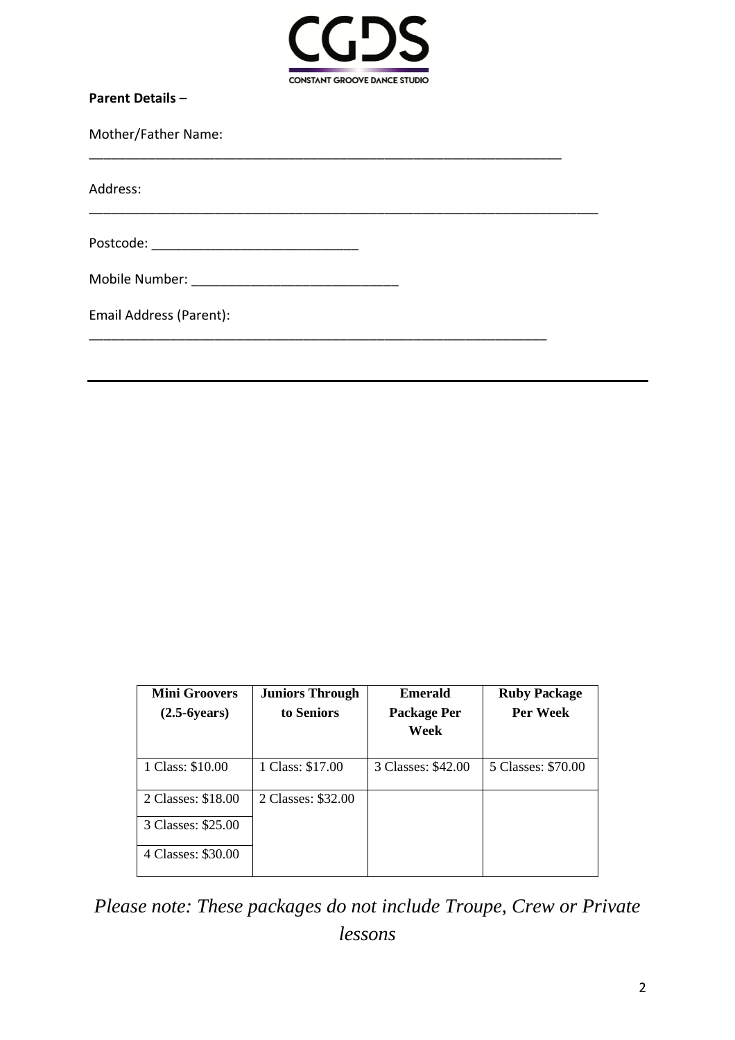**Parent Details –**

Mother/Father Name:

_______________________________________________________________

Address:

____________________________________________________________________

Postcode: ___________________________

Mobile Number: ___________________________

Email Address (Parent):

_____________________________________________________________

---

| **Mini Groovers (2.5-6years)** | **Juniors Through to Seniors** | **Emerald Package Per Week** | **Ruby Package Per Week** |
|---|---|---|---|
| 1 Class: $10.00 | 1 Class: $17.00 | 3 Classes: $42.00 | 5 Classes: $70.00 |
| 2 Classes: $18.00 | 2 Classes: $32.00 | | |
| 3 Classes: $25.00 | | | |
| 4 Classes: $30.00 | | | |

*Please note: These packages do not include Troupe, Crew or Private lessons*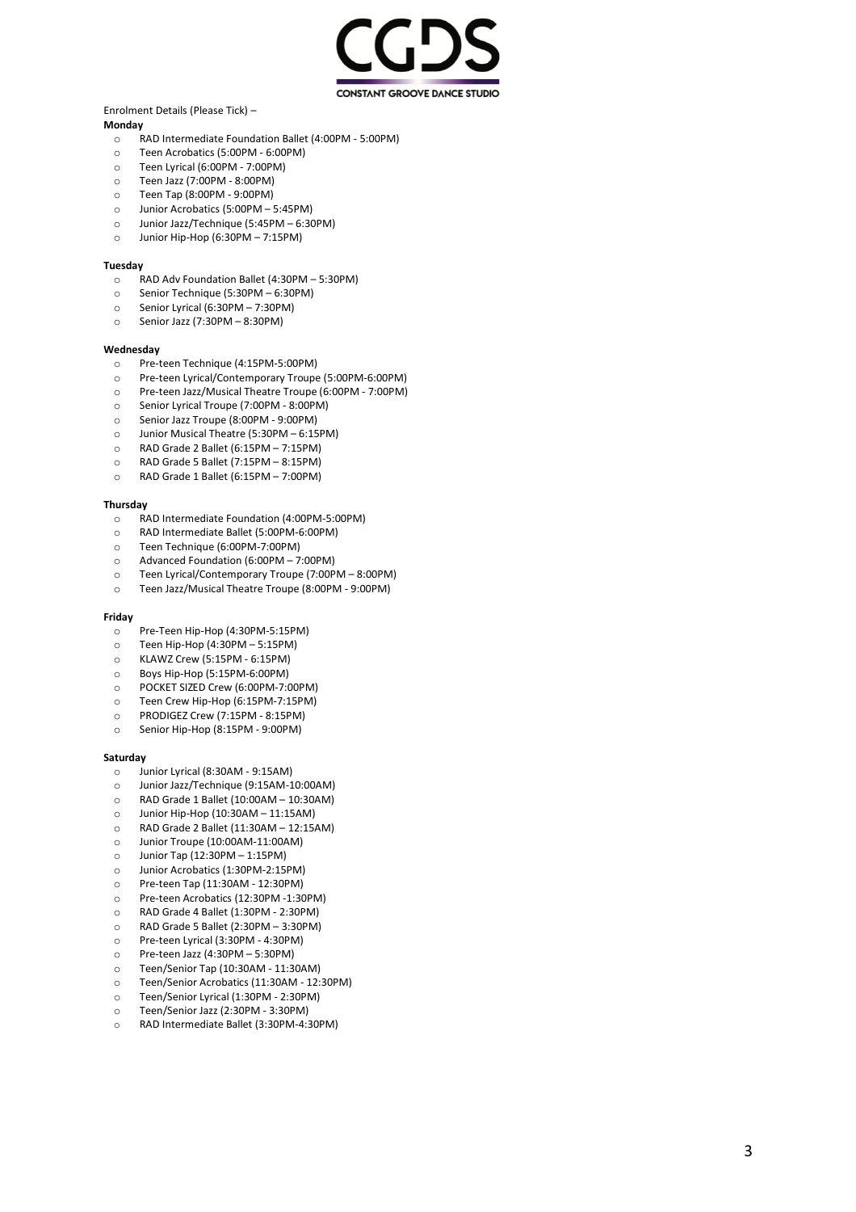Enrolment Details (Please Tick) –

**Monday**

- RAD Intermediate Foundation Ballet (4:00PM - 5:00PM)
- Teen Acrobatics (5:00PM - 6:00PM)
- Teen Lyrical (6:00PM - 7:00PM)
- Teen Jazz (7:00PM - 8:00PM)
- Teen Tap (8:00PM - 9:00PM)
- Junior Acrobatics (5:00PM – 5:45PM)
- Junior Jazz/Technique (5:45PM – 6:30PM)
- Junior Hip-Hop (6:30PM – 7:15PM)

**Tuesday**

- RAD Adv Foundation Ballet (4:30PM – 5:30PM)
- Senior Technique (5:30PM – 6:30PM)
- Senior Lyrical (6:30PM – 7:30PM)
- Senior Jazz (7:30PM – 8:30PM)

**Wednesday**

- Pre-teen Technique (4:15PM-5:00PM)
- Pre-teen Lyrical/Contemporary Troupe (5:00PM-6:00PM)
- Pre-teen Jazz/Musical Theatre Troupe (6:00PM - 7:00PM)
- Senior Lyrical Troupe (7:00PM - 8:00PM)
- Senior Jazz Troupe (8:00PM - 9:00PM)
- Junior Musical Theatre (5:30PM – 6:15PM)
- RAD Grade 2 Ballet (6:15PM – 7:15PM)
- RAD Grade 5 Ballet (7:15PM – 8:15PM)
- RAD Grade 1 Ballet (6:15PM – 7:00PM)

**Thursday**

- RAD Intermediate Foundation (4:00PM-5:00PM)
- RAD Intermediate Ballet (5:00PM-6:00PM)
- Teen Technique (6:00PM-7:00PM)
- Advanced Foundation (6:00PM – 7:00PM)
- Teen Lyrical/Contemporary Troupe (7:00PM – 8:00PM)
- Teen Jazz/Musical Theatre Troupe (8:00PM - 9:00PM)

**Friday**

- Pre-Teen Hip-Hop (4:30PM-5:15PM)
- Teen Hip-Hop (4:30PM – 5:15PM)
- KLAWZ Crew (5:15PM - 6:15PM)
- Boys Hip-Hop (5:15PM-6:00PM)
- POCKET SIZED Crew (6:00PM-7:00PM)
- Teen Crew Hip-Hop (6:15PM-7:15PM)
- PRODIGEZ Crew (7:15PM - 8:15PM)
- Senior Hip-Hop (8:15PM - 9:00PM)

**Saturday**

- Junior Lyrical (8:30AM - 9:15AM)
- Junior Jazz/Technique (9:15AM-10:00AM)
- RAD Grade 1 Ballet (10:00AM – 10:30AM)
- Junior Hip-Hop (10:30AM – 11:15AM)
- RAD Grade 2 Ballet (11:30AM – 12:15AM)
- Junior Troupe (10:00AM-11:00AM)
- Junior Tap (12:30PM – 1:15PM)
- Junior Acrobatics (1:30PM-2:15PM)
- Pre-teen Tap (11:30AM - 12:30PM)
- Pre-teen Acrobatics (12:30PM -1:30PM)
- RAD Grade 4 Ballet (1:30PM - 2:30PM)
- RAD Grade 5 Ballet (2:30PM – 3:30PM)
- Pre-teen Lyrical (3:30PM - 4:30PM)
- Pre-teen Jazz (4:30PM – 5:30PM)
- Teen/Senior Tap (10:30AM - 11:30AM)
- Teen/Senior Acrobatics (11:30AM - 12:30PM)
- Teen/Senior Lyrical (1:30PM - 2:30PM)
- Teen/Senior Jazz (2:30PM - 3:30PM)
- RAD Intermediate Ballet (3:30PM-4:30PM)